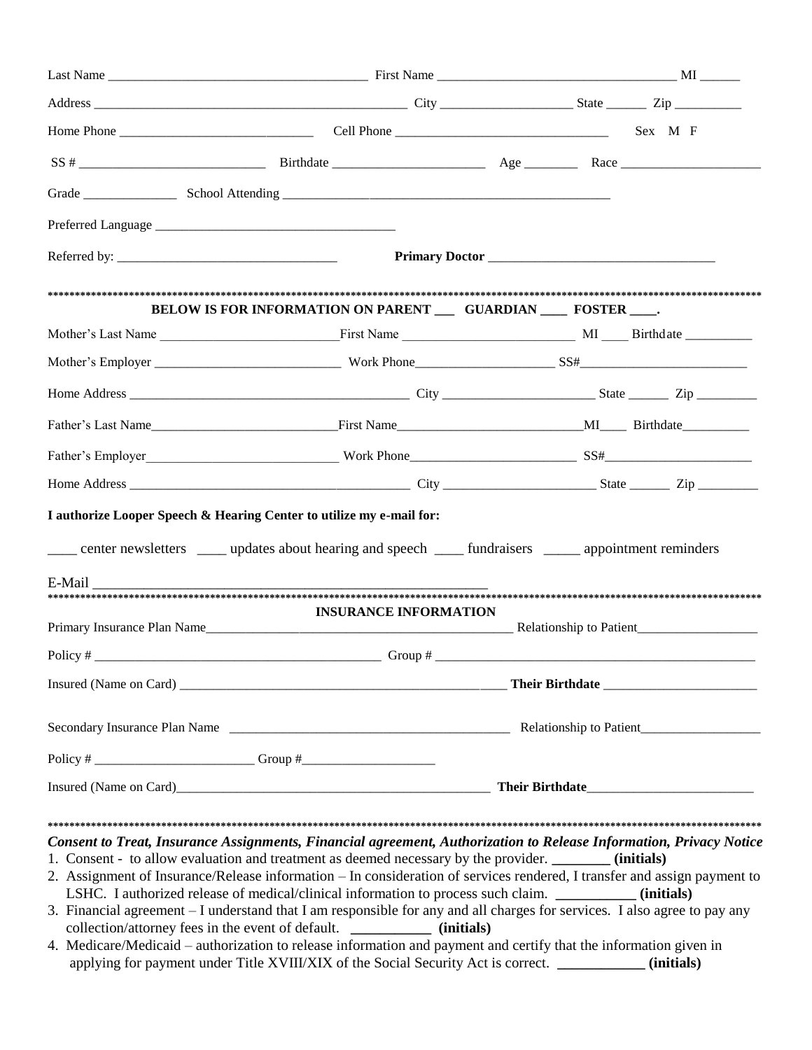Last Name ______________________________ First Name ______________________________ MI ______

Address ________________________________________ City ________________ State ______ Zip __________

Home Phone __________________________ Cell Phone ____________________________ Sex M F

SS # ________________________ Birthdate ____________________ Age ________ Race ____________________

Grade ______________ School Attending ____________________________________________

Preferred Language ________________________________

Referred by: ______________________________ **Primary Doctor** ______________________________

***********************************************************************************************************

**BELOW IS FOR INFORMATION ON PARENT ___ GUARDIAN ____ FOSTER ____.**

Mother's Last Name ________________________ First Name ________________________ MI ____ Birthdate __________

Mother's Employer __________________________ Work Phone ____________________ SS# ________________________

Home Address ________________________________________ City ____________________ State ______ Zip _________

Father's Last Name __________________________ First Name __________________________ MI ____ Birthdate __________

Father's Employer __________________________ Work Phone ______________________ SS# ______________________

Home Address ________________________________________ City ____________________ State ______ Zip _________

**I authorize Looper Speech & Hearing Center to utilize my e-mail for:**

____ center newsletters ____ updates about hearing and speech ____ fundraisers _____ appointment reminders

E-Mail ________________________________________________________

***********************************************************************************************************

**INSURANCE INFORMATION**

Primary Insurance Plan Name ______________________________________________ Relationship to Patient __________________

Policy # ________________________________________ Group # ______________________________________________

Insured (Name on Card) ______________________________________________ **Their Birthdate** ______________________

Secondary Insurance Plan Name ________________________________________ Relationship to Patient __________________

Policy # ________________________ Group # ____________________

Insured (Name on Card) ______________________________________________ **Their Birthdate** ________________________

***********************************************************************************************************

***Consent to Treat, Insurance Assignments, Financial agreement, Authorization to Release Information, Privacy Notice***

1. Consent - to allow evaluation and treatment as deemed necessary by the provider. ________ **(initials)**
2. Assignment of Insurance/Release information – In consideration of services rendered, I transfer and assign payment to LSHC. I authorized release of medical/clinical information to process such claim. ___________ **(initials)**
3. Financial agreement – I understand that I am responsible for any and all charges for services. I also agree to pay any collection/attorney fees in the event of default. ___________ **(initials)**
4. Medicare/Medicaid – authorization to release information and payment and certify that the information given in applying for payment under Title XVIII/XIX of the Social Security Act is correct. ____________ **(initials)**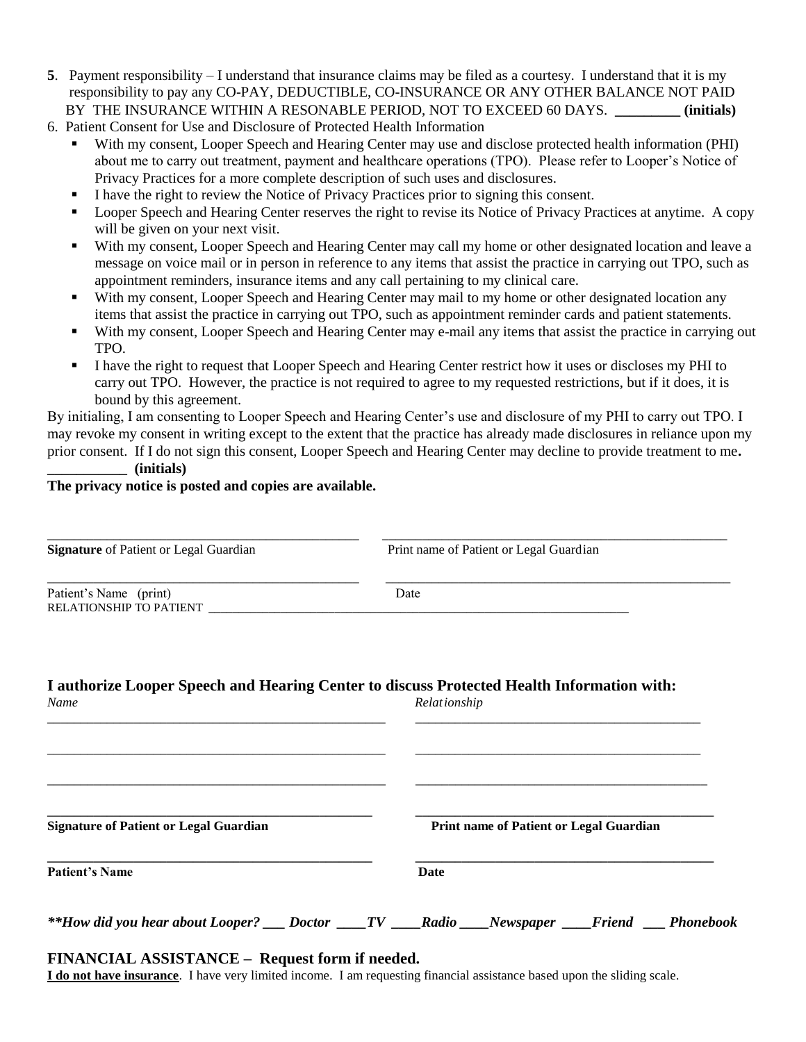**5**. Payment responsibility – I understand that insurance claims may be filed as a courtesy. I understand that it is my responsibility to pay any CO-PAY, DEDUCTIBLE, CO-INSURANCE OR ANY OTHER BALANCE NOT PAID BY THE INSURANCE WITHIN A RESONABLE PERIOD, NOT TO EXCEED 60 DAYS. _________ **(initials)**

6. Patient Consent for Use and Disclosure of Protected Health Information

- With my consent, Looper Speech and Hearing Center may use and disclose protected health information (PHI) about me to carry out treatment, payment and healthcare operations (TPO). Please refer to Looper's Notice of Privacy Practices for a more complete description of such uses and disclosures.
- I have the right to review the Notice of Privacy Practices prior to signing this consent.
- Looper Speech and Hearing Center reserves the right to revise its Notice of Privacy Practices at anytime. A copy will be given on your next visit.
- With my consent, Looper Speech and Hearing Center may call my home or other designated location and leave a message on voice mail or in person in reference to any items that assist the practice in carrying out TPO, such as appointment reminders, insurance items and any call pertaining to my clinical care.
- With my consent, Looper Speech and Hearing Center may mail to my home or other designated location any items that assist the practice in carrying out TPO, such as appointment reminder cards and patient statements.
- With my consent, Looper Speech and Hearing Center may e-mail any items that assist the practice in carrying out TPO.
- I have the right to request that Looper Speech and Hearing Center restrict how it uses or discloses my PHI to carry out TPO. However, the practice is not required to agree to my requested restrictions, but if it does, it is bound by this agreement.

By initialing, I am consenting to Looper Speech and Hearing Center's use and disclosure of my PHI to carry out TPO. I may revoke my consent in writing except to the extent that the practice has already made disclosures in reliance upon my prior consent. If I do not sign this consent, Looper Speech and Hearing Center may decline to provide treatment to me**.**
__________ **(initials)**

**The privacy notice is posted and copies are available.**

_______________________________________________ _______________________________________________
**Signature** of Patient or Legal Guardian Print name of Patient or Legal Guardian

_______________________________________________ _______________________________________________
Patient's Name (print) Date
RELATIONSHIP TO PATIENT _______________________________________________

## I authorize Looper Speech and Hearing Center to discuss Protected Health Information with:

| *Name* | *Relationship* |
| --- | --- |
| _______________________________________________ | _______________________________________________ |
| _______________________________________________ | _______________________________________________ |
| _______________________________________________ | _______________________________________________ |

_______________________________________________ _______________________________________________
**Signature of Patient or Legal Guardian** **Print name of Patient or Legal Guardian**

_______________________________________________ _______________________________________________
**Patient's Name** **Date**

***\*\*How did you hear about Looper? ___ Doctor ____TV ____Radio ____Newspaper ____Friend ___ Phonebook***

## FINANCIAL ASSISTANCE – Request form if needed.

**I do not have insurance**. I have very limited income. I am requesting financial assistance based upon the sliding scale.